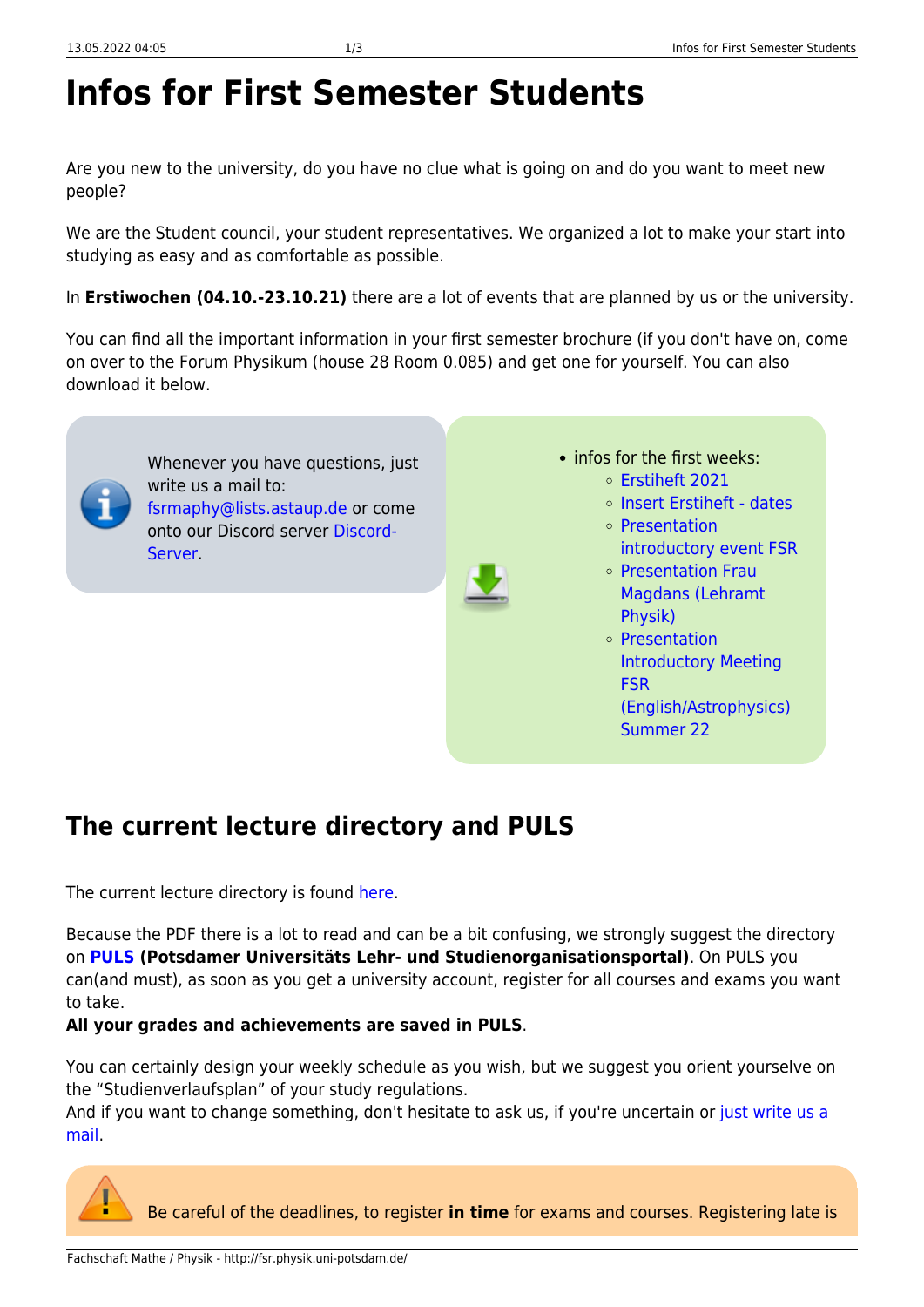# Infos for First Semester Students

Are you new to the university, do you have no clue what is going on and do you want to meet new people?

We are the Student council, your student representatives. We organized a lot to make your start into studying as easy and as comfortable as possible.

In **Erstiwochen (04.10.-23.10.21)** there are a lot of events that are planned by us or the university.

You can find all the important information in your first semester brochure (if you don't have on, come on over to the Forum Physikum (house 28 Room 0.085) and get one for yourself. You can also download it below.

Whenever you have questions, just write us a mail to: fsrmaphy@lists.astaup.de or come onto our Discord server Discord-Server.

- infos for the first weeks:
  - Erstiheft 2021
  - Insert Erstiheft - dates
  - Presentation introductory event FSR
  - Presentation Frau Magdans (Lehramt Physik)
  - Presentation Introductory Meeting FSR (English/Astrophysics) Summer 22

## The current lecture directory and PULS

The current lecture directory is found here.

Because the PDF there is a lot to read and can be a bit confusing, we strongly suggest the directory on **PULS** **(Potsdamer Universitäts Lehr- und Studienorganisationsportal)**. On PULS you can(and must), as soon as you get a university account, register for all courses and exams you want to take.
**All your grades and achievements are saved in PULS**.

You can certainly design your weekly schedule as you wish, but we suggest you orient yourselve on the "Studienverlaufsplan" of your study regulations.
And if you want to change something, don't hesitate to ask us, if you're uncertain or just write us a mail.

Be careful of the deadlines, to register **in time** for exams and courses. Registering late is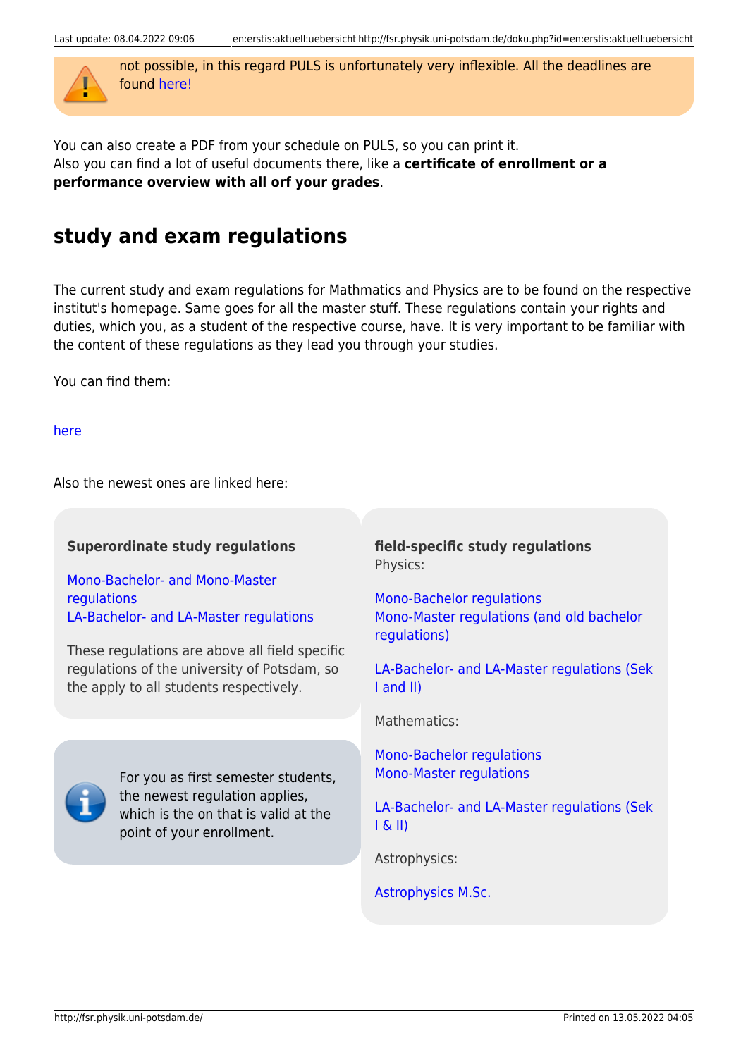not possible, in this regard PULS is unfortunately very inflexible. All the deadlines are found here!

You can also create a PDF from your schedule on PULS, so you can print it.
Also you can find a lot of useful documents there, like a **certificate of enrollment or a performance overview with all orf your grades**.

## study and exam regulations

The current study and exam regulations for Mathmatics and Physics are to be found on the respective institut's homepage. Same goes for all the master stuff. These regulations contain your rights and duties, which you, as a student of the respective course, have. It is very important to be familiar with the content of these regulations as they lead you through your studies.

You can find them:

here

Also the newest ones are linked here:

**Superordinate study regulations**

Mono-Bachelor- and Mono-Master regulations
LA-Bachelor- and LA-Master regulations

These regulations are above all field specific regulations of the university of Potsdam, so the apply to all students respectively.

For you as first semester students, the newest regulation applies, which is the on that is valid at the point of your enrollment.

**field-specific study regulations**
Physics:

Mono-Bachelor regulations
Mono-Master regulations (and old bachelor regulations)

LA-Bachelor- and LA-Master regulations (Sek I and II)

Mathematics:

Mono-Bachelor regulations
Mono-Master regulations

LA-Bachelor- and LA-Master regulations (Sek I & II)

Astrophysics:

Astrophysics M.Sc.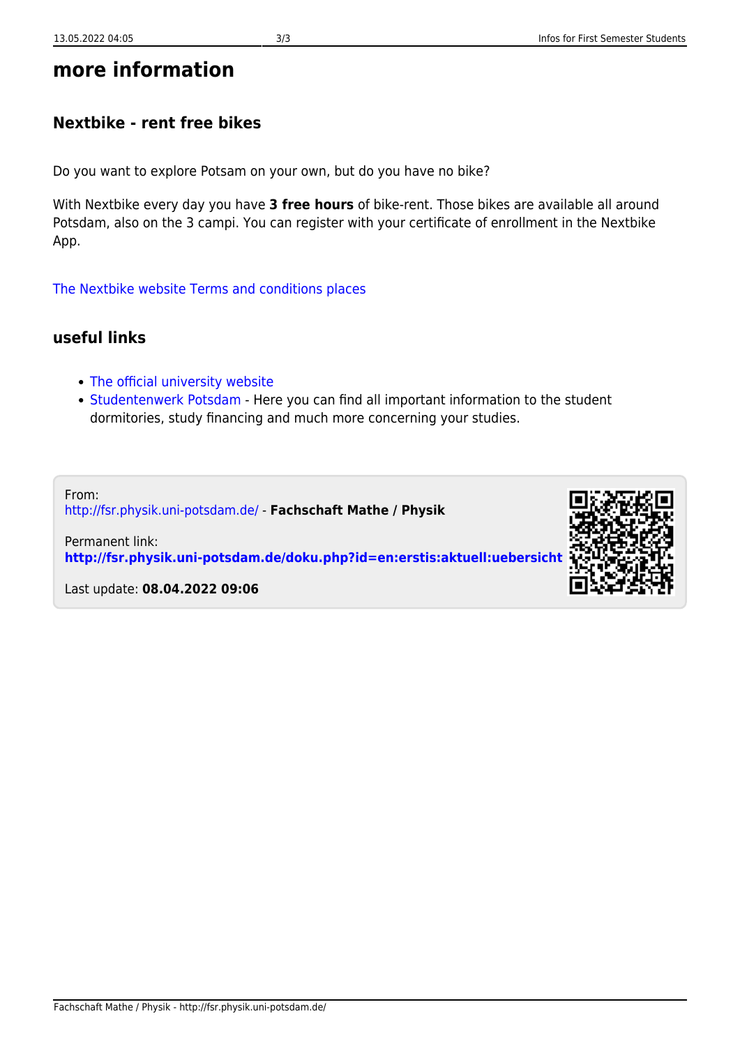# more information

## Nextbike - rent free bikes

Do you want to explore Potsam on your own, but do you have no bike?

With Nextbike every day you have **3 free hours** of bike-rent. Those bikes are available all around Potsdam, also on the 3 campi. You can register with your certificate of enrollment in the Nextbike App.

The Nextbike website Terms and conditions places

## useful links

- The official university website
- Studentenwerk Potsdam - Here you can find all important information to the student dormitories, study financing and much more concerning your studies.

From:
http://fsr.physik.uni-potsdam.de/ - **Fachschaft Mathe / Physik**

Permanent link:
**http://fsr.physik.uni-potsdam.de/doku.php?id=en:erstis:aktuell:uebersicht**

Last update: **08.04.2022 09:06**